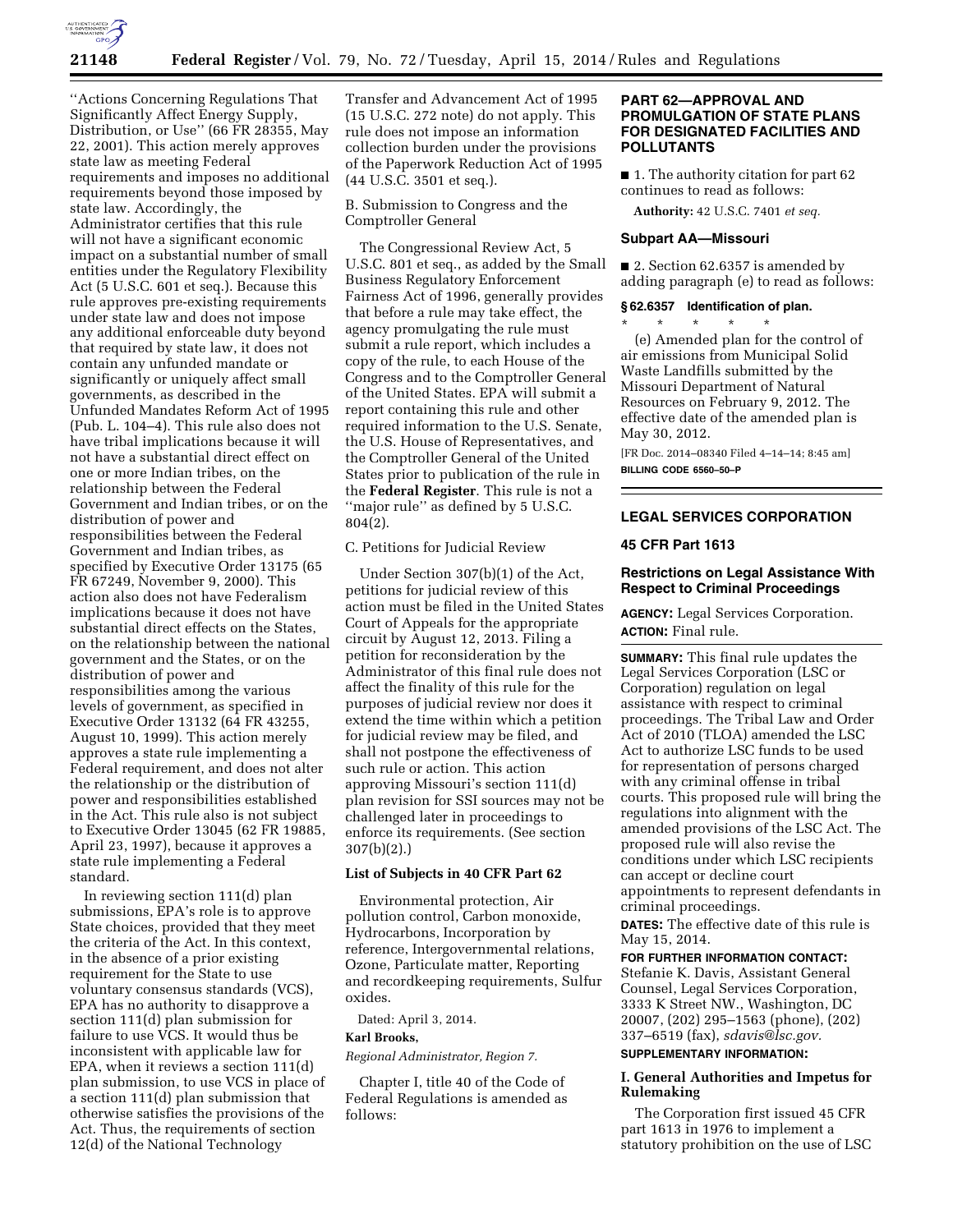"Actions Concerning Regulations That Significantly Affect Energy Supply, Distribution, or Use" (66 FR 28355, May 22, 2001). This action merely approves state law as meeting Federal requirements and imposes no additional requirements beyond those imposed by state law. Accordingly, the Administrator certifies that this rule will not have a significant economic impact on a substantial number of small entities under the Regulatory Flexibility Act (5 U.S.C. 601 et seq.). Because this rule approves pre-existing requirements under state law and does not impose any additional enforceable duty beyond that required by state law, it does not contain any unfunded mandate or significantly or uniquely affect small governments, as described in the Unfunded Mandates Reform Act of 1995 (Pub. L. 104–4). This rule also does not have tribal implications because it will not have a substantial direct effect on one or more Indian tribes, on the relationship between the Federal Government and Indian tribes, or on the distribution of power and responsibilities between the Federal Government and Indian tribes, as specified by Executive Order 13175 (65 FR 67249, November 9, 2000). This action also does not have Federalism implications because it does not have substantial direct effects on the States, on the relationship between the national government and the States, or on the distribution of power and responsibilities among the various levels of government, as specified in Executive Order 13132 (64 FR 43255, August 10, 1999). This action merely approves a state rule implementing a Federal requirement, and does not alter the relationship or the distribution of power and responsibilities established in the Act. This rule also is not subject to Executive Order 13045 (62 FR 19885, April 23, 1997), because it approves a state rule implementing a Federal standard.

In reviewing section 111(d) plan submissions, EPA's role is to approve State choices, provided that they meet the criteria of the Act. In this context, in the absence of a prior existing requirement for the State to use voluntary consensus standards (VCS), EPA has no authority to disapprove a section 111(d) plan submission for failure to use VCS. It would thus be inconsistent with applicable law for EPA, when it reviews a section 111(d) plan submission, to use VCS in place of a section 111(d) plan submission that otherwise satisfies the provisions of the Act. Thus, the requirements of section 12(d) of the National Technology Transfer and Advancement Act of 1995 (15 U.S.C. 272 note) do not apply. This rule does not impose an information collection burden under the provisions of the Paperwork Reduction Act of 1995 (44 U.S.C. 3501 et seq.).

B. Submission to Congress and the Comptroller General

The Congressional Review Act, 5 U.S.C. 801 et seq., as added by the Small Business Regulatory Enforcement Fairness Act of 1996, generally provides that before a rule may take effect, the agency promulgating the rule must submit a rule report, which includes a copy of the rule, to each House of the Congress and to the Comptroller General of the United States. EPA will submit a report containing this rule and other required information to the U.S. Senate, the U.S. House of Representatives, and the Comptroller General of the United States prior to publication of the rule in the **Federal Register**. This rule is not a "major rule" as defined by 5 U.S.C. 804(2).

C. Petitions for Judicial Review

Under Section 307(b)(1) of the Act, petitions for judicial review of this action must be filed in the United States Court of Appeals for the appropriate circuit by August 12, 2013. Filing a petition for reconsideration by the Administrator of this final rule does not affect the finality of this rule for the purposes of judicial review nor does it extend the time within which a petition for judicial review may be filed, and shall not postpone the effectiveness of such rule or action. This action approving Missouri's section 111(d) plan revision for SSI sources may not be challenged later in proceedings to enforce its requirements. (See section 307(b)(2).)

### List of Subjects in 40 CFR Part 62

Environmental protection, Air pollution control, Carbon monoxide, Hydrocarbons, Incorporation by reference, Intergovernmental relations, Ozone, Particulate matter, Reporting and recordkeeping requirements, Sulfur oxides.

Dated: April 3, 2014.

**Karl Brooks,**

*Regional Administrator, Region 7.*

Chapter I, title 40 of the Code of Federal Regulations is amended as follows:

## PART 62—APPROVAL AND PROMULGATION OF STATE PLANS FOR DESIGNATED FACILITIES AND POLLUTANTS

■ 1. The authority citation for part 62 continues to read as follows:

**Authority:** 42 U.S.C. 7401 *et seq.*

### Subpart AA—Missouri

■ 2. Section 62.6357 is amended by adding paragraph (e) to read as follows:

### § 62.6357 Identification of plan.

\* \* \* \* \*

(e) Amended plan for the control of air emissions from Municipal Solid Waste Landfills submitted by the Missouri Department of Natural Resources on February 9, 2012. The effective date of the amended plan is May 30, 2012.

[FR Doc. 2014–08340 Filed 4–14–14; 8:45 am]

**BILLING CODE 6560–50–P**

## LEGAL SERVICES CORPORATION

### 45 CFR Part 1613

### Restrictions on Legal Assistance With Respect to Criminal Proceedings

**AGENCY:** Legal Services Corporation.

**ACTION:** Final rule.

**SUMMARY:** This final rule updates the Legal Services Corporation (LSC or Corporation) regulation on legal assistance with respect to criminal proceedings. The Tribal Law and Order Act of 2010 (TLOA) amended the LSC Act to authorize LSC funds to be used for representation of persons charged with any criminal offense in tribal courts. This proposed rule will bring the regulations into alignment with the amended provisions of the LSC Act. The proposed rule will also revise the conditions under which LSC recipients can accept or decline court appointments to represent defendants in criminal proceedings.

**DATES:** The effective date of this rule is May 15, 2014.

**FOR FURTHER INFORMATION CONTACT:** Stefanie K. Davis, Assistant General Counsel, Legal Services Corporation, 3333 K Street NW., Washington, DC 20007, (202) 295–1563 (phone), (202) 337–6519 (fax), *sdavis@lsc.gov*.

**SUPPLEMENTARY INFORMATION:**

### I. General Authorities and Impetus for Rulemaking

The Corporation first issued 45 CFR part 1613 in 1976 to implement a statutory prohibition on the use of LSC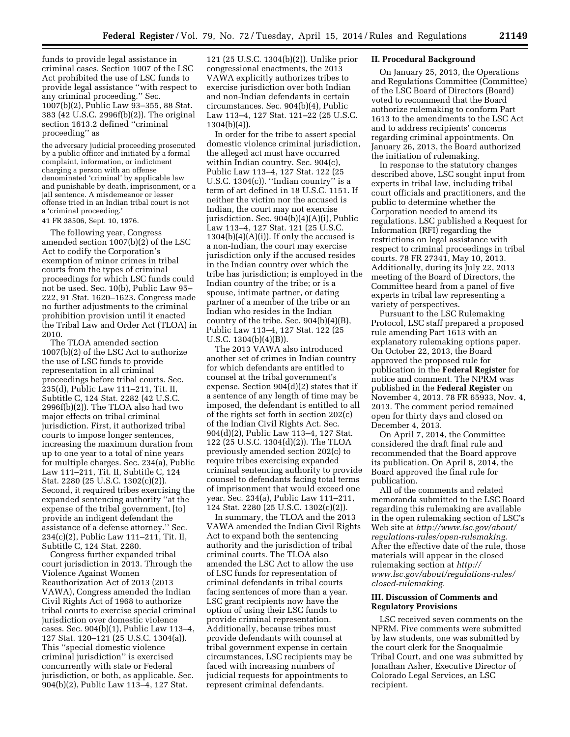funds to provide legal assistance in criminal cases. Section 1007 of the LSC Act prohibited the use of LSC funds to provide legal assistance "with respect to any criminal proceeding." Sec. 1007(b)(2), Public Law 93–355, 88 Stat. 383 (42 U.S.C. 2996f(b)(2)). The original section 1613.2 defined "criminal proceeding" as

> the adversary judicial proceeding prosecuted by a public officer and initiated by a formal complaint, information, or indictment charging a person with an offense denominated 'criminal' by applicable law and punishable by death, imprisonment, or a jail sentence. A misdemeanor or lesser offense tried in an Indian tribal court is not a 'criminal proceeding.'

41 FR 38506, Sept. 10, 1976.

The following year, Congress amended section 1007(b)(2) of the LSC Act to codify the Corporation's exemption of minor crimes in tribal courts from the types of criminal proceedings for which LSC funds could not be used. Sec. 10(b), Public Law 95–222, 91 Stat. 1620–1623. Congress made no further adjustments to the criminal prohibition provision until it enacted the Tribal Law and Order Act (TLOA) in 2010.

The TLOA amended section 1007(b)(2) of the LSC Act to authorize the use of LSC funds to provide representation in all criminal proceedings before tribal courts. Sec. 235(d), Public Law 111–211, Tit. II, Subtitle C, 124 Stat. 2282 (42 U.S.C. 2996f(b)(2)). The TLOA also had two major effects on tribal criminal jurisdiction. First, it authorized tribal courts to impose longer sentences, increasing the maximum duration from up to one year to a total of nine years for multiple charges. Sec. 234(a), Public Law 111–211, Tit. II, Subtitle C, 124 Stat. 2280 (25 U.S.C. 1302(c)(2)). Second, it required tribes exercising the expanded sentencing authority "at the expense of the tribal government, [to] provide an indigent defendant the assistance of a defense attorney." Sec. 234(c)(2), Public Law 111–211, Tit. II, Subtitle C, 124 Stat. 2280.

Congress further expanded tribal court jurisdiction in 2013. Through the Violence Against Women Reauthorization Act of 2013 (2013 VAWA), Congress amended the Indian Civil Rights Act of 1968 to authorize tribal courts to exercise special criminal jurisdiction over domestic violence cases. Sec. 904(b)(1), Public Law 113–4, 127 Stat. 120–121 (25 U.S.C. 1304(a)). This "special domestic violence criminal jurisdiction" is exercised concurrently with state or Federal jurisdiction, or both, as applicable. Sec. 904(b)(2), Public Law 113–4, 127 Stat. 121 (25 U.S.C. 1304(b)(2)). Unlike prior congressional enactments, the 2013 VAWA explicitly authorizes tribes to exercise jurisdiction over both Indian and non-Indian defendants in certain circumstances. Sec. 904(b)(4), Public Law 113–4, 127 Stat. 121–22 (25 U.S.C. 1304(b)(4)).

In order for the tribe to assert special domestic violence criminal jurisdiction, the alleged act must have occurred within Indian country. Sec. 904(c), Public Law 113–4, 127 Stat. 122 (25 U.S.C. 1304(c)). "Indian country" is a term of art defined in 18 U.S.C. 1151. If neither the victim nor the accused is Indian, the court may not exercise jurisdiction. Sec. 904(b)(4)(A)(i), Public Law 113–4, 127 Stat. 121 (25 U.S.C. 1304(b)(4)(A)(i)). If only the accused is a non-Indian, the court may exercise jurisdiction only if the accused resides in the Indian country over which the tribe has jurisdiction; is employed in the Indian country of the tribe; or is a spouse, intimate partner, or dating partner of a member of the tribe or an Indian who resides in the Indian country of the tribe. Sec. 904(b)(4)(B), Public Law 113–4, 127 Stat. 122 (25 U.S.C. 1304(b)(4)(B)).

The 2013 VAWA also introduced another set of crimes in Indian country for which defendants are entitled to counsel at the tribal government's expense. Section 904(d)(2) states that if a sentence of any length of time may be imposed, the defendant is entitled to all of the rights set forth in section 202(c) of the Indian Civil Rights Act. Sec. 904(d)(2), Public Law 113–4, 127 Stat. 122 (25 U.S.C. 1304(d)(2)). The TLOA previously amended section 202(c) to require tribes exercising expanded criminal sentencing authority to provide counsel to defendants facing total terms of imprisonment that would exceed one year. Sec. 234(a), Public Law 111–211, 124 Stat. 2280 (25 U.S.C. 1302(c)(2)).

In summary, the TLOA and the 2013 VAWA amended the Indian Civil Rights Act to expand both the sentencing authority and the jurisdiction of tribal criminal courts. The TLOA also amended the LSC Act to allow the use of LSC funds for representation of criminal defendants in tribal courts facing sentences of more than a year. LSC grant recipients now have the option of using their LSC funds to provide criminal representation. Additionally, because tribes must provide defendants with counsel at tribal government expense in certain circumstances, LSC recipients may be faced with increasing numbers of judicial requests for appointments to represent criminal defendants.

## II. Procedural Background

On January 25, 2013, the Operations and Regulations Committee (Committee) of the LSC Board of Directors (Board) voted to recommend that the Board authorize rulemaking to conform Part 1613 to the amendments to the LSC Act and to address recipients' concerns regarding criminal appointments. On January 26, 2013, the Board authorized the initiation of rulemaking.

In response to the statutory changes described above, LSC sought input from experts in tribal law, including tribal court officials and practitioners, and the public to determine whether the Corporation needed to amend its regulations. LSC published a Request for Information (RFI) regarding the restrictions on legal assistance with respect to criminal proceedings in tribal courts. 78 FR 27341, May 10, 2013. Additionally, during its July 22, 2013 meeting of the Board of Directors, the Committee heard from a panel of five experts in tribal law representing a variety of perspectives.

Pursuant to the LSC Rulemaking Protocol, LSC staff prepared a proposed rule amending Part 1613 with an explanatory rulemaking options paper. On October 22, 2013, the Board approved the proposed rule for publication in the **Federal Register** for notice and comment. The NPRM was published in the **Federal Register** on November 4, 2013. 78 FR 65933, Nov. 4, 2013. The comment period remained open for thirty days and closed on December 4, 2013.

On April 7, 2014, the Committee considered the draft final rule and recommended that the Board approve its publication. On April 8, 2014, the Board approved the final rule for publication.

All of the comments and related memoranda submitted to the LSC Board regarding this rulemaking are available in the open rulemaking section of LSC's Web site at *http://www.lsc.gov/about/regulations-rules/open-rulemaking.* After the effective date of the rule, those materials will appear in the closed rulemaking section at *http://www.lsc.gov/about/regulations-rules/closed-rulemaking.*

## III. Discussion of Comments and Regulatory Provisions

LSC received seven comments on the NPRM. Five comments were submitted by law students, one was submitted by the court clerk for the Snoqualmie Tribal Court, and one was submitted by Jonathan Asher, Executive Director of Colorado Legal Services, an LSC recipient.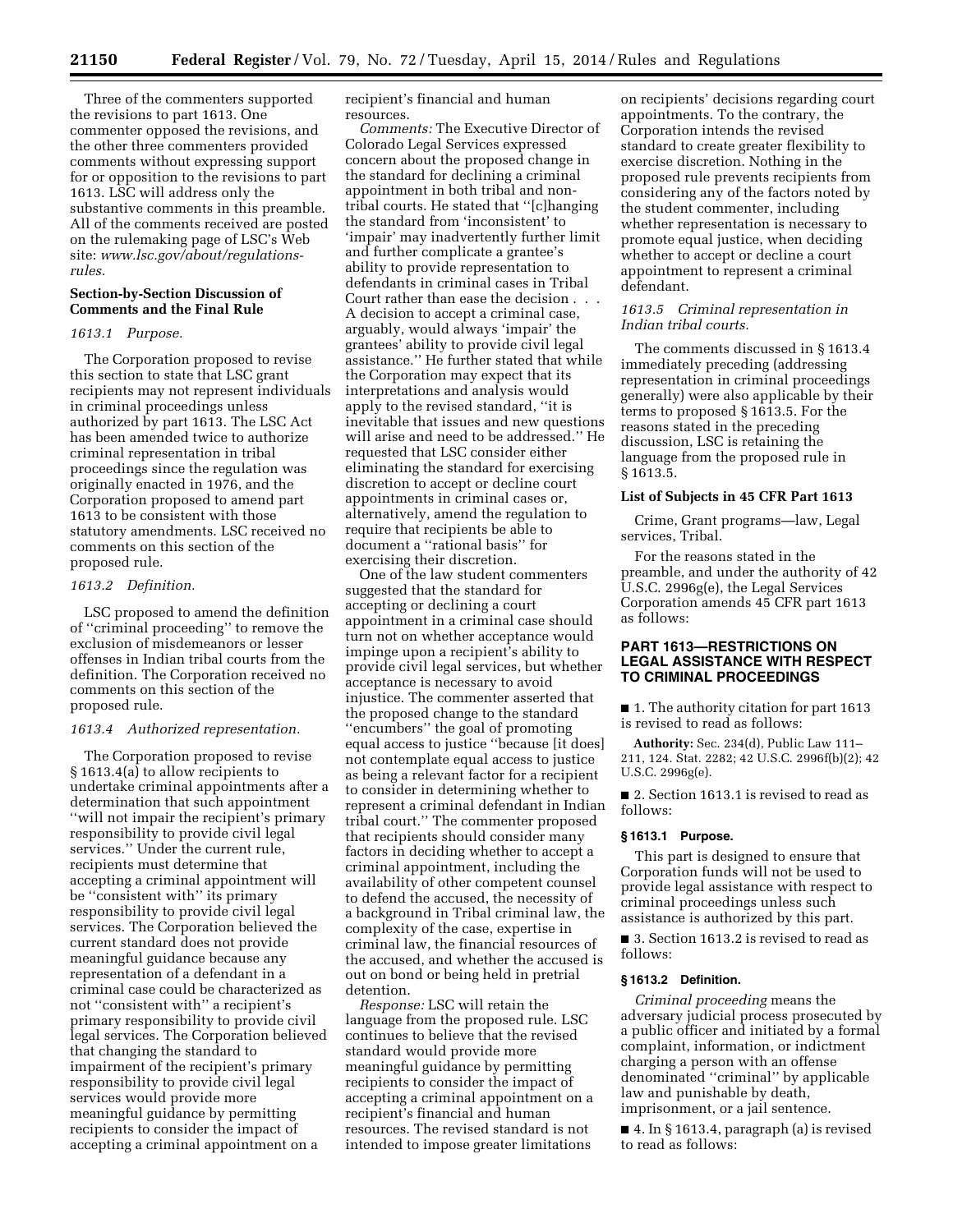Three of the commenters supported the revisions to part 1613. One commenter opposed the revisions, and the other three commenters provided comments without expressing support for or opposition to the revisions to part 1613. LSC will address only the substantive comments in this preamble. All of the comments received are posted on the rulemaking page of LSC's Web site: *www.lsc.gov/about/regulations-rules.*

**Section-by-Section Discussion of Comments and the Final Rule**

*1613.1 Purpose.*

The Corporation proposed to revise this section to state that LSC grant recipients may not represent individuals in criminal proceedings unless authorized by part 1613. The LSC Act has been amended twice to authorize criminal representation in tribal proceedings since the regulation was originally enacted in 1976, and the Corporation proposed to amend part 1613 to be consistent with those statutory amendments. LSC received no comments on this section of the proposed rule.

*1613.2 Definition.*

LSC proposed to amend the definition of ''criminal proceeding'' to remove the exclusion of misdemeanors or lesser offenses in Indian tribal courts from the definition. The Corporation received no comments on this section of the proposed rule.

*1613.4 Authorized representation.*

The Corporation proposed to revise § 1613.4(a) to allow recipients to undertake criminal appointments after a determination that such appointment ''will not impair the recipient's primary responsibility to provide civil legal services.'' Under the current rule, recipients must determine that accepting a criminal appointment will be ''consistent with'' its primary responsibility to provide civil legal services. The Corporation believed the current standard does not provide meaningful guidance because any representation of a defendant in a criminal case could be characterized as not ''consistent with'' a recipient's primary responsibility to provide civil legal services. The Corporation believed that changing the standard to impairment of the recipient's primary responsibility to provide civil legal services would provide more meaningful guidance by permitting recipients to consider the impact of accepting a criminal appointment on a recipient's financial and human resources.

*Comments:* The Executive Director of Colorado Legal Services expressed concern about the proposed change in the standard for declining a criminal appointment in both tribal and non-tribal courts. He stated that ''[c]hanging the standard from 'inconsistent' to 'impair' may inadvertently further limit and further complicate a grantee's ability to provide representation to defendants in criminal cases in Tribal Court rather than ease the decision . . . A decision to accept a criminal case, arguably, would always 'impair' the grantees' ability to provide civil legal assistance.'' He further stated that while the Corporation may expect that its interpretations and analysis would apply to the revised standard, ''it is inevitable that issues and new questions will arise and need to be addressed.'' He requested that LSC consider either eliminating the standard for exercising discretion to accept or decline court appointments in criminal cases or, alternatively, amend the regulation to require that recipients be able to document a ''rational basis'' for exercising their discretion.

One of the law student commenters suggested that the standard for accepting or declining a court appointment in a criminal case should turn not on whether acceptance would impinge upon a recipient's ability to provide civil legal services, but whether acceptance is necessary to avoid injustice. The commenter asserted that the proposed change to the standard ''encumbers'' the goal of promoting equal access to justice ''because [it does] not contemplate equal access to justice as being a relevant factor for a recipient to consider in determining whether to represent a criminal defendant in Indian tribal court.'' The commenter proposed that recipients should consider many factors in deciding whether to accept a criminal appointment, including the availability of other competent counsel to defend the accused, the necessity of a background in Tribal criminal law, the complexity of the case, expertise in criminal law, the financial resources of the accused, and whether the accused is out on bond or being held in pretrial detention.

*Response:* LSC will retain the language from the proposed rule. LSC continues to believe that the revised standard would provide more meaningful guidance by permitting recipients to consider the impact of accepting a criminal appointment on a recipient's financial and human resources. The revised standard is not intended to impose greater limitations on recipients' decisions regarding court appointments. To the contrary, the Corporation intends the revised standard to create greater flexibility to exercise discretion. Nothing in the proposed rule prevents recipients from considering any of the factors noted by the student commenter, including whether representation is necessary to promote equal justice, when deciding whether to accept or decline a court appointment to represent a criminal defendant.

*1613.5 Criminal representation in Indian tribal courts.*

The comments discussed in § 1613.4 immediately preceding (addressing representation in criminal proceedings generally) were also applicable by their terms to proposed § 1613.5. For the reasons stated in the preceding discussion, LSC is retaining the language from the proposed rule in § 1613.5.

**List of Subjects in 45 CFR Part 1613**

Crime, Grant programs—law, Legal services, Tribal.

For the reasons stated in the preamble, and under the authority of 42 U.S.C. 2996g(e), the Legal Services Corporation amends 45 CFR part 1613 as follows:

## PART 1613—RESTRICTIONS ON LEGAL ASSISTANCE WITH RESPECT TO CRIMINAL PROCEEDINGS

■ 1. The authority citation for part 1613 is revised to read as follows:

**Authority:** Sec. 234(d), Public Law 111–211, 124. Stat. 2282; 42 U.S.C. 2996f(b)(2); 42 U.S.C. 2996g(e).

■ 2. Section 1613.1 is revised to read as follows:

**§ 1613.1 Purpose.**

This part is designed to ensure that Corporation funds will not be used to provide legal assistance with respect to criminal proceedings unless such assistance is authorized by this part.

■ 3. Section 1613.2 is revised to read as follows:

**§ 1613.2 Definition.**

*Criminal proceeding* means the adversary judicial process prosecuted by a public officer and initiated by a formal complaint, information, or indictment charging a person with an offense denominated ''criminal'' by applicable law and punishable by death, imprisonment, or a jail sentence.

■ 4. In § 1613.4, paragraph (a) is revised to read as follows: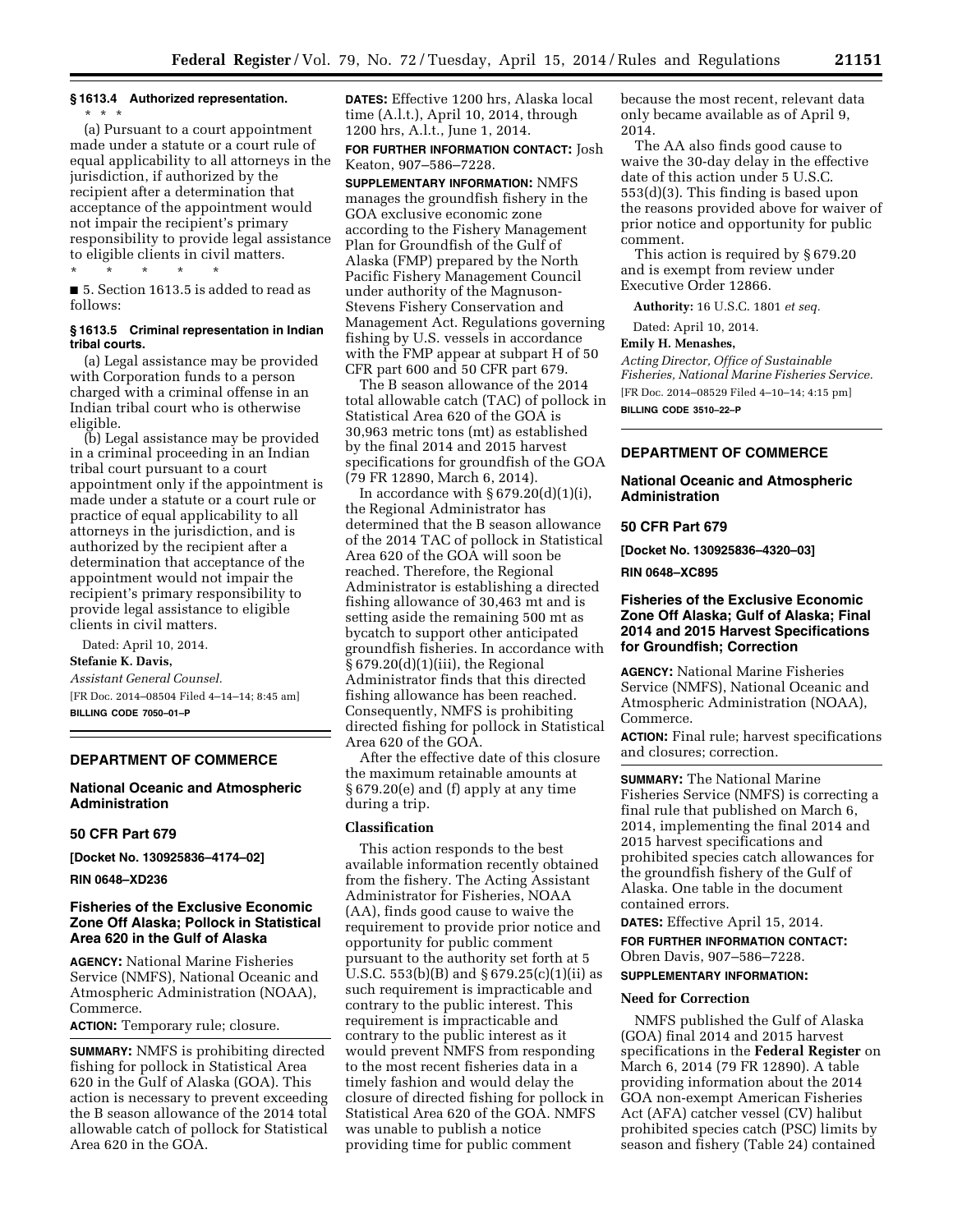### § 1613.4 Authorized representation.

\* \* \*

(a) Pursuant to a court appointment made under a statute or a court rule of equal applicability to all attorneys in the jurisdiction, if authorized by the recipient after a determination that acceptance of the appointment would not impair the recipient's primary responsibility to provide legal assistance to eligible clients in civil matters.

\* \* \* \* \*

■ 5. Section 1613.5 is added to read as follows:

### § 1613.5 Criminal representation in Indian tribal courts.

(a) Legal assistance may be provided with Corporation funds to a person charged with a criminal offense in an Indian tribal court who is otherwise eligible.

(b) Legal assistance may be provided in a criminal proceeding in an Indian tribal court pursuant to a court appointment only if the appointment is made under a statute or a court rule or practice of equal applicability to all attorneys in the jurisdiction, and is authorized by the recipient after a determination that acceptance of the appointment would not impair the recipient's primary responsibility to provide legal assistance to eligible clients in civil matters.

Dated: April 10, 2014.

**Stefanie K. Davis,**

*Assistant General Counsel.*

[FR Doc. 2014–08504 Filed 4–14–14; 8:45 am]

**BILLING CODE 7050–01–P**

---

## DEPARTMENT OF COMMERCE

### National Oceanic and Atmospheric Administration

### 50 CFR Part 679

**[Docket No. 130925836–4174–02]**

**RIN 0648–XD236**

### Fisheries of the Exclusive Economic Zone Off Alaska; Pollock in Statistical Area 620 in the Gulf of Alaska

**AGENCY:** National Marine Fisheries Service (NMFS), National Oceanic and Atmospheric Administration (NOAA), Commerce.

**ACTION:** Temporary rule; closure.

**SUMMARY:** NMFS is prohibiting directed fishing for pollock in Statistical Area 620 in the Gulf of Alaska (GOA). This action is necessary to prevent exceeding the B season allowance of the 2014 total allowable catch of pollock for Statistical Area 620 in the GOA.

**DATES:** Effective 1200 hrs, Alaska local time (A.l.t.), April 10, 2014, through 1200 hrs, A.l.t., June 1, 2014.

**FOR FURTHER INFORMATION CONTACT:** Josh Keaton, 907–586–7228.

**SUPPLEMENTARY INFORMATION:** NMFS manages the groundfish fishery in the GOA exclusive economic zone according to the Fishery Management Plan for Groundfish of the Gulf of Alaska (FMP) prepared by the North Pacific Fishery Management Council under authority of the Magnuson-Stevens Fishery Conservation and Management Act. Regulations governing fishing by U.S. vessels in accordance with the FMP appear at subpart H of 50 CFR part 600 and 50 CFR part 679.

The B season allowance of the 2014 total allowable catch (TAC) of pollock in Statistical Area 620 of the GOA is 30,963 metric tons (mt) as established by the final 2014 and 2015 harvest specifications for groundfish of the GOA (79 FR 12890, March 6, 2014).

In accordance with § 679.20(d)(1)(i), the Regional Administrator has determined that the B season allowance of the 2014 TAC of pollock in Statistical Area 620 of the GOA will soon be reached. Therefore, the Regional Administrator is establishing a directed fishing allowance of 30,463 mt and is setting aside the remaining 500 mt as bycatch to support other anticipated groundfish fisheries. In accordance with § 679.20(d)(1)(iii), the Regional Administrator finds that this directed fishing allowance has been reached. Consequently, NMFS is prohibiting directed fishing for pollock in Statistical Area 620 of the GOA.

After the effective date of this closure the maximum retainable amounts at § 679.20(e) and (f) apply at any time during a trip.

#### Classification

This action responds to the best available information recently obtained from the fishery. The Acting Assistant Administrator for Fisheries, NOAA (AA), finds good cause to waive the requirement to provide prior notice and opportunity for public comment pursuant to the authority set forth at 5 U.S.C. 553(b)(B) and § 679.25(c)(1)(ii) as such requirement is impracticable and contrary to the public interest. This requirement is impracticable and contrary to the public interest as it would prevent NMFS from responding to the most recent fisheries data in a timely fashion and would delay the closure of directed fishing for pollock in Statistical Area 620 of the GOA. NMFS was unable to publish a notice providing time for public comment because the most recent, relevant data only became available as of April 9, 2014.

The AA also finds good cause to waive the 30-day delay in the effective date of this action under 5 U.S.C. 553(d)(3). This finding is based upon the reasons provided above for waiver of prior notice and opportunity for public comment.

This action is required by § 679.20 and is exempt from review under Executive Order 12866.

**Authority:** 16 U.S.C. 1801 *et seq.*

Dated: April 10, 2014.

**Emily H. Menashes,**

*Acting Director, Office of Sustainable Fisheries, National Marine Fisheries Service.*

[FR Doc. 2014–08529 Filed 4–10–14; 4:15 pm]

**BILLING CODE 3510–22–P**

---

## DEPARTMENT OF COMMERCE

### National Oceanic and Atmospheric Administration

### 50 CFR Part 679

**[Docket No. 130925836–4320–03]**

**RIN 0648–XC895**

### Fisheries of the Exclusive Economic Zone Off Alaska; Gulf of Alaska; Final 2014 and 2015 Harvest Specifications for Groundfish; Correction

**AGENCY:** National Marine Fisheries Service (NMFS), National Oceanic and Atmospheric Administration (NOAA), Commerce.

**ACTION:** Final rule; harvest specifications and closures; correction.

**SUMMARY:** The National Marine Fisheries Service (NMFS) is correcting a final rule that published on March 6, 2014, implementing the final 2014 and 2015 harvest specifications and prohibited species catch allowances for the groundfish fishery of the Gulf of Alaska. One table in the document contained errors.

**DATES:** Effective April 15, 2014.

**FOR FURTHER INFORMATION CONTACT:** Obren Davis, 907–586–7228.

**SUPPLEMENTARY INFORMATION:**

#### Need for Correction

NMFS published the Gulf of Alaska (GOA) final 2014 and 2015 harvest specifications in the **Federal Register** on March 6, 2014 (79 FR 12890). A table providing information about the 2014 GOA non-exempt American Fisheries Act (AFA) catcher vessel (CV) halibut prohibited species catch (PSC) limits by season and fishery (Table 24) contained